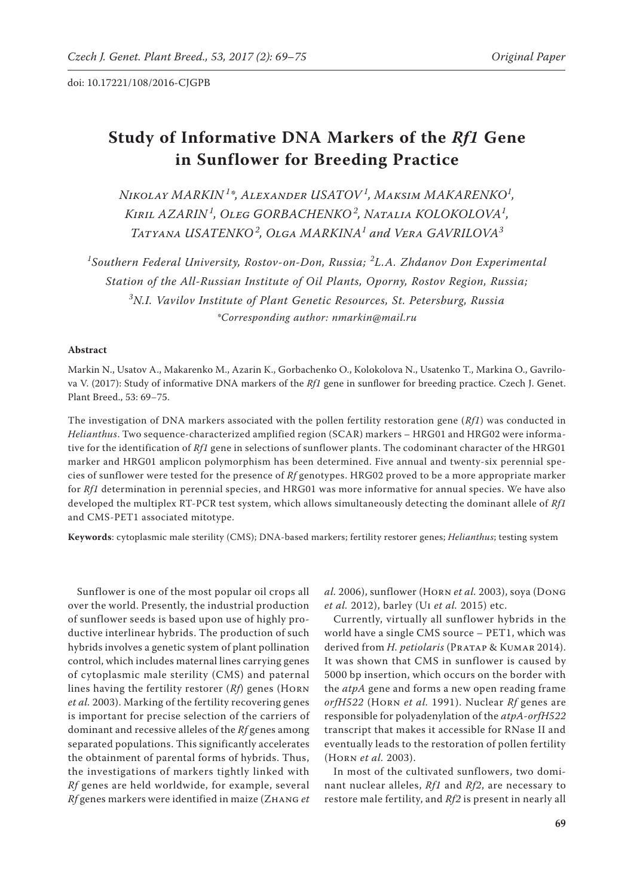doi: 10.17221/108/2016-CJGPB

# Study of Informative DNA Markers of the *Rf1* Gene in Sunflower for Breeding Practice

Nikolay MARKIN[1]*, Alexander USATOV[1], Maksim MAKARENKO[1], Kiril AZARIN[1], Oleg GORBACHENKO[2], Natalia KOLOKOLOVA[1], Tatyana USATENKO[2], Olga MARKINA[1] and Vera GAVRILOVA[3]

[1]Southern Federal University, Rostov-on-Don, Russia; [2]L.A. Zhdanov Don Experimental Station of the All-Russian Institute of Oil Plants, Oporny, Rostov Region, Russia; [3]N.I. Vavilov Institute of Plant Genetic Resources, St. Petersburg, Russia

*Corresponding author: nmarkin@mail.ru

#### Abstract

Markin N., Usatov A., Makarenko M., Azarin K., Gorbachenko O., Kolokolova N., Usatenko T., Markina O., Gavrilova V. (2017): Study of informative DNA markers of the *Rf1* gene in sunflower for breeding practice. Czech J. Genet. Plant Breed., 53: 69–75.

The investigation of DNA markers associated with the pollen fertility restoration gene (*Rf1*) was conducted in *Helianthus*. Two sequence-characterized amplified region (SCAR) markers – HRG01 and HRG02 were informative for the identification of *Rf1* gene in selections of sunflower plants. The codominant character of the HRG01 marker and HRG01 amplicon polymorphism has been determined. Five annual and twenty-six perennial species of sunflower were tested for the presence of *Rf* genotypes. HRG02 proved to be a more appropriate marker for *Rf1* determination in perennial species, and HRG01 was more informative for annual species. We have also developed the multiplex RT-PCR test system, which allows simultaneously detecting the dominant allele of *Rf1* and CMS-PET1 associated mitotype.

**Keywords**: cytoplasmic male sterility (CMS); DNA-based markers; fertility restorer genes; *Helianthus*; testing system

Sunflower is one of the most popular oil crops all over the world. Presently, the industrial production of sunflower seeds is based upon use of highly productive interlinear hybrids. The production of such hybrids involves a genetic system of plant pollination control, which includes maternal lines carrying genes of cytoplasmic male sterility (CMS) and paternal lines having the fertility restorer (*Rf*) genes (Horn *et al.* 2003). Marking of the fertility recovering genes is important for precise selection of the carriers of dominant and recessive alleles of the *Rf* genes among separated populations. This significantly accelerates the obtainment of parental forms of hybrids. Thus, the investigations of markers tightly linked with *Rf* genes are held worldwide, for example, several *Rf* genes markers were identified in maize (Zhang *et al.* 2006), sunflower (Horn *et al.* 2003), soya (Dong *et al.* 2012), barley (Ui *et al.* 2015) etc.

Currently, virtually all sunflower hybrids in the world have a single CMS source – PET1, which was derived from *H. petiolaris* (Pratap & Kumar 2014). It was shown that CMS in sunflower is caused by 5000 bp insertion, which occurs on the border with the *atpA* gene and forms a new open reading frame *orfH522* (Horn *et al.* 1991). Nuclear *Rf* genes are responsible for polyadenylation of the *atpA-orfH522* transcript that makes it accessible for RNase II and eventually leads to the restoration of pollen fertility (Horn *et al.* 2003).

In most of the cultivated sunflowers, two dominant nuclear alleles, *Rf1* and *Rf2*, are necessary to restore male fertility, and *Rf2* is present in nearly all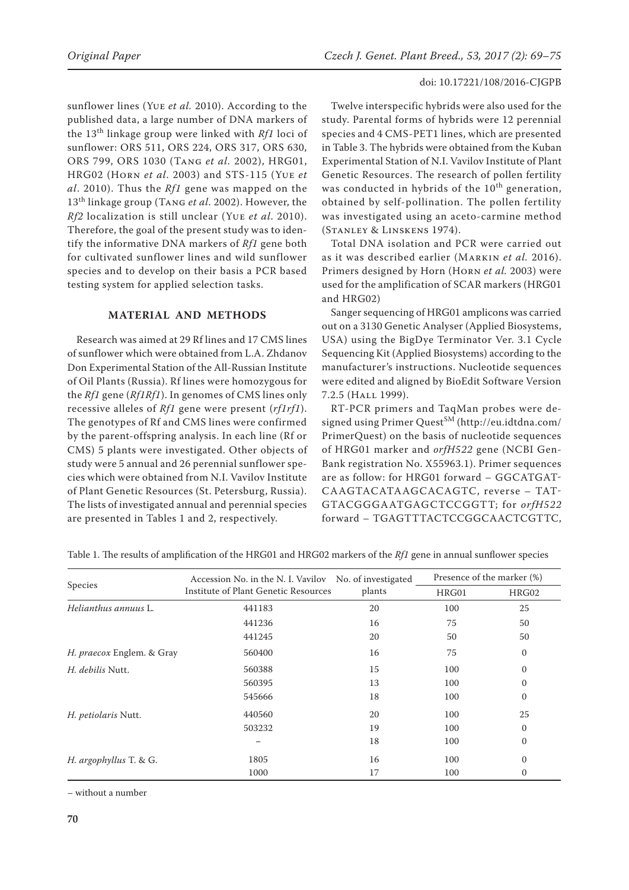sunflower lines (Yue *et al.* 2010). According to the published data, a large number of DNA markers of the 13th linkage group were linked with *Rf1* loci of sunflower: ORS 511, ORS 224, ORS 317, ORS 630, ORS 799, ORS 1030 (Tang *et al.* 2002), HRG01, HRG02 (Horn *et al.* 2003) and STS-115 (Yue *et al.* 2010). Thus the *Rf1* gene was mapped on the 13th linkage group (Tang *et al.* 2002). However, the *Rf2* localization is still unclear (Yue *et al.* 2010). Therefore, the goal of the present study was to identify the informative DNA markers of *Rf1* gene both for cultivated sunflower lines and wild sunflower species and to develop on their basis a PCR based testing system for applied selection tasks.

## MATERIAL AND METHODS

Research was aimed at 29 Rf lines and 17 CMS lines of sunflower which were obtained from L.A. Zhdanov Don Experimental Station of the All-Russian Institute of Oil Plants (Russia). Rf lines were homozygous for the *Rf1* gene (*Rf1Rf1*). In genomes of CMS lines only recessive alleles of *Rf1* gene were present (*rf1rf1*). The genotypes of Rf and CMS lines were confirmed by the parent-offspring analysis. In each line (Rf or CMS) 5 plants were investigated. Other objects of study were 5 annual and 26 perennial sunflower species which were obtained from N.I. Vavilov Institute of Plant Genetic Resources (St. Petersburg, Russia). The lists of investigated annual and perennial species are presented in Tables 1 and 2, respectively.

Twelve interspecific hybrids were also used for the study. Parental forms of hybrids were 12 perennial species and 4 CMS-PET1 lines, which are presented in Table 3. The hybrids were obtained from the Kuban Experimental Station of N.I. Vavilov Institute of Plant Genetic Resources. The research of pollen fertility was conducted in hybrids of the 10th generation, obtained by self-pollination. The pollen fertility was investigated using an aceto-carmine method (Stanley & Linskens 1974).

Total DNA isolation and PCR were carried out as it was described earlier (Markin *et al.* 2016). Primers designed by Horn (Horn *et al.* 2003) were used for the amplification of SCAR markers (HRG01 and HRG02)

Sanger sequencing of HRG01 amplicons was carried out on a 3130 Genetic Analyser (Applied Biosystems, USA) using the BigDye Terminator Ver. 3.1 Cycle Sequencing Kit (Applied Biosystems) according to the manufacturer's instructions. Nucleotide sequences were edited and aligned by BioEdit Software Version 7.2.5 (Hall 1999).

RT-PCR primers and TaqMan probes were designed using Primer Quest℠ (http://eu.idtdna.com/PrimerQuest) on the basis of nucleotide sequences of HRG01 marker and *orfH522* gene (NCBI GenBank registration No. X55963.1). Primer sequences are as follow: for HRG01 forward – GGCATGATCAAGTACATAAGCACAGTC, reverse – TATGTACGGGAATGAGCTCCGGTT; for *orfH522* forward – TGAGTTTACTCCGGCAACTCGTTC,

Table 1. The results of amplification of the HRG01 and HRG02 markers of the *Rf1* gene in annual sunflower species

| Species | Accession No. in the N. I. Vavilov Institute of Plant Genetic Resources | No. of investigated plants | Presence of the marker (%) | |
|---|---|---|---|---|
| | | | HRG01 | HRG02 |
| *Helianthus annuus* L. | 441183 | 20 | 100 | 25 |
| | 441236 | 16 | 75 | 50 |
| | 441245 | 20 | 50 | 50 |
| *H. praecox* Englem. & Gray | 560400 | 16 | 75 | 0 |
| *H. debilis* Nutt. | 560388 | 15 | 100 | 0 |
| | 560395 | 13 | 100 | 0 |
| | 545666 | 18 | 100 | 0 |
| *H. petiolaris* Nutt. | 440560 | 20 | 100 | 25 |
| | 503232 | 19 | 100 | 0 |
| | – | 18 | 100 | 0 |
| *H. argophyllus* T. & G. | 1805 | 16 | 100 | 0 |
| | 1000 | 17 | 100 | 0 |

– without a number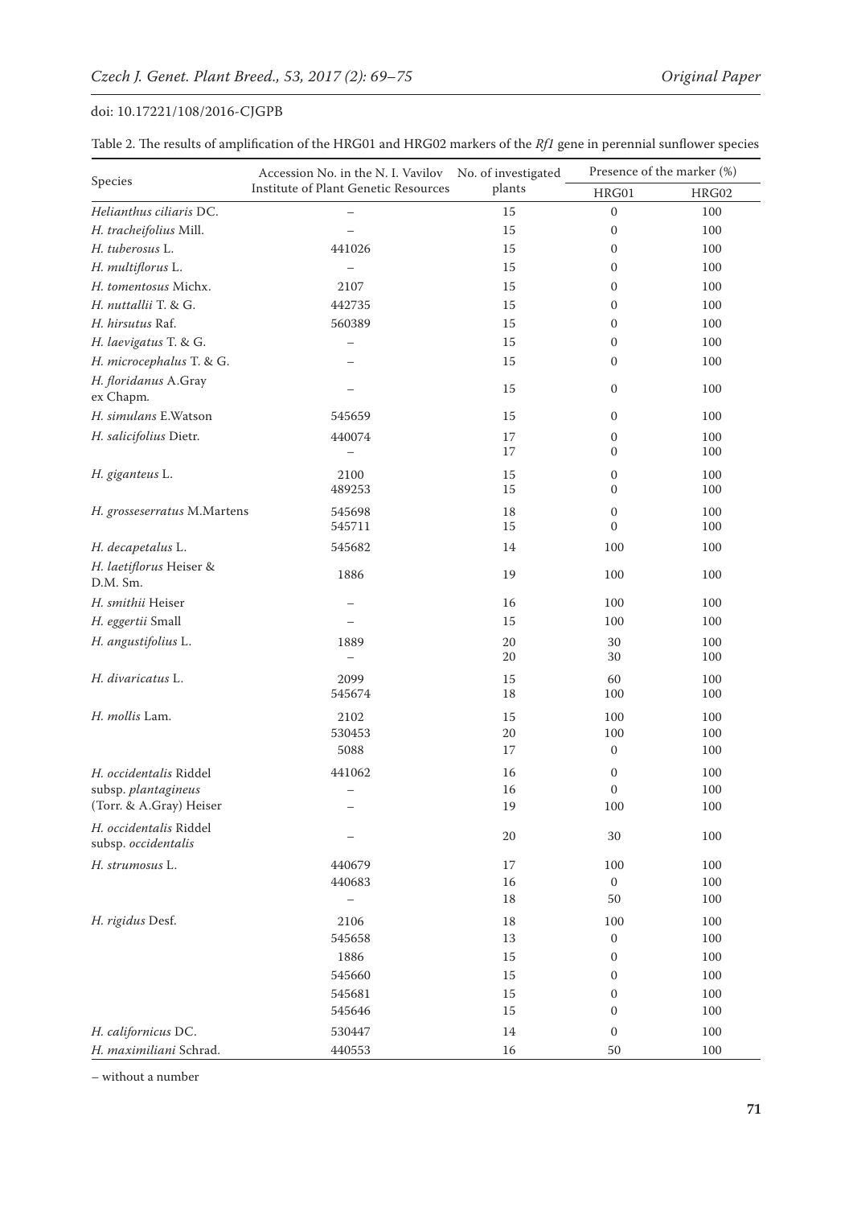Table 2. The results of amplification of the HRG01 and HRG02 markers of the *Rf1* gene in perennial sunflower species

| Species | Accession No. in the N. I. Vavilov Institute of Plant Genetic Resources | No. of investigated plants | Presence of the marker (%) | |
|---|---|---|---|---|
| | | | HRG01 | HRG02 |
| *Helianthus ciliaris* DC. | – | 15 | 0 | 100 |
| *H. tracheifolius* Mill. | – | 15 | 0 | 100 |
| *H. tuberosus* L. | 441026 | 15 | 0 | 100 |
| *H. multiflorus* L. | – | 15 | 0 | 100 |
| *H. tomentosus* Michx. | 2107 | 15 | 0 | 100 |
| *H. nuttallii* T. & G. | 442735 | 15 | 0 | 100 |
| *H. hirsutus* Raf. | 560389 | 15 | 0 | 100 |
| *H. laevigatus* T. & G. | – | 15 | 0 | 100 |
| *H. microcephalus* T. & G. | – | 15 | 0 | 100 |
| *H. floridanus* A.Gray ex Chapm. | – | 15 | 0 | 100 |
| *H. simulans* E.Watson | 545659 | 15 | 0 | 100 |
| *H. salicifolius* Dietr. | 440074 | 17 | 0 | 100 |
| | – | 17 | 0 | 100 |
| *H. giganteus* L. | 2100 | 15 | 0 | 100 |
| | 489253 | 15 | 0 | 100 |
| *H. grosseserratus* M.Martens | 545698 | 18 | 0 | 100 |
| | 545711 | 15 | 0 | 100 |
| *H. decapetalus* L. | 545682 | 14 | 100 | 100 |
| *H. laetiflorus* Heiser & D.M. Sm. | 1886 | 19 | 100 | 100 |
| *H. smithii* Heiser | – | 16 | 100 | 100 |
| *H. eggertii* Small | – | 15 | 100 | 100 |
| *H. angustifolius* L. | 1889 | 20 | 30 | 100 |
| | – | 20 | 30 | 100 |
| *H. divaricatus* L. | 2099 | 15 | 60 | 100 |
| | 545674 | 18 | 100 | 100 |
| *H. mollis* Lam. | 2102 | 15 | 100 | 100 |
| | 530453 | 20 | 100 | 100 |
| | 5088 | 17 | 0 | 100 |
| *H. occidentalis* Riddel subsp. *plantagineus* (Torr. & A.Gray) Heiser | 441062 | 16 | 0 | 100 |
| | – | 16 | 0 | 100 |
| | – | 19 | 100 | 100 |
| *H. occidentalis* Riddel subsp. *occidentalis* | – | 20 | 30 | 100 |
| *H. strumosus* L. | 440679 | 17 | 100 | 100 |
| | 440683 | 16 | 0 | 100 |
| | – | 18 | 50 | 100 |
| *H. rigidus* Desf. | 2106 | 18 | 100 | 100 |
| | 545658 | 13 | 0 | 100 |
| | 1886 | 15 | 0 | 100 |
| | 545660 | 15 | 0 | 100 |
| | 545681 | 15 | 0 | 100 |
| | 545646 | 15 | 0 | 100 |
| *H. californicus* DC. | 530447 | 14 | 0 | 100 |
| *H. maximiliani* Schrad. | 440553 | 16 | 50 | 100 |

– without a number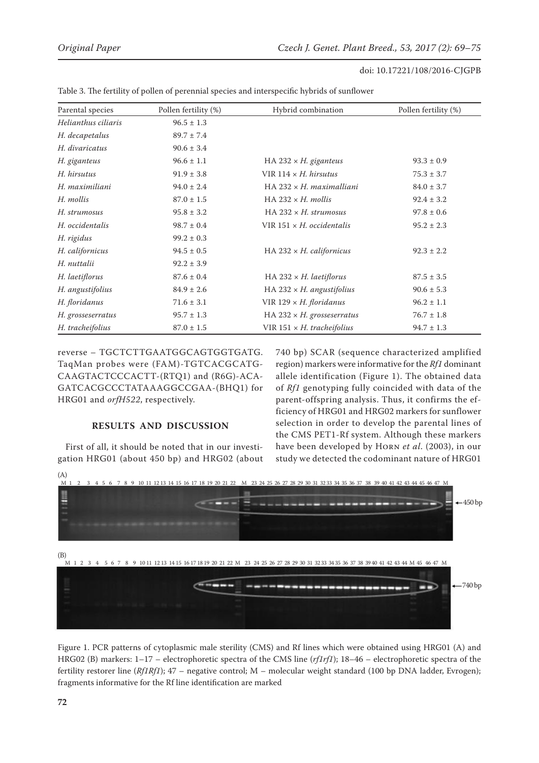Table 3. The fertility of pollen of perennial species and interspecific hybrids of sunflower

| Parental species | Pollen fertility (%) | Hybrid combination | Pollen fertility (%) |
|---|---|---|---|
| *Helianthus ciliaris* | 96.5 ± 1.3 | | |
| *H. decapetalus* | 89.7 ± 7.4 | | |
| *H. divaricatus* | 90.6 ± 3.4 | | |
| *H. giganteus* | 96.6 ± 1.1 | HA 232 × *H. giganteus* | 93.3 ± 0.9 |
| *H. hirsutus* | 91.9 ± 3.8 | VIR 114 × *H. hirsutus* | 75.3 ± 3.7 |
| *H. maximiliani* | 94.0 ± 2.4 | HA 232 × *H. maximalliani* | 84.0 ± 3.7 |
| *H. mollis* | 87.0 ± 1.5 | HA 232 × *H. mollis* | 92.4 ± 3.2 |
| *H. strumosus* | 95.8 ± 3.2 | HA 232 × *H. strumosus* | 97.8 ± 0.6 |
| *H. occidentalis* | 98.7 ± 0.4 | VIR 151 × *H. occidentalis* | 95.2 ± 2.3 |
| *H. rigidus* | 99.2 ± 0.3 | | |
| *H. californicus* | 94.5 ± 0.5 | HA 232 × *H. californicus* | 92.3 ± 2.2 |
| *H. nuttalii* | 92.2 ± 3.9 | | |
| *H. laetiflorus* | 87.6 ± 0.4 | HA 232 × *H. laetiflorus* | 87.5 ± 3.5 |
| *H. angustifolius* | 84.9 ± 2.6 | HA 232 × *H. angustifolius* | 90.6 ± 5.3 |
| *H. floridanus* | 71.6 ± 3.1 | VIR 129 × *H. floridanus* | 96.2 ± 1.1 |
| *H. grosseserratus* | 95.7 ± 1.3 | HA 232 × *H. grosseserratus* | 76.7 ± 1.8 |
| *H. tracheifolius* | 87.0 ± 1.5 | VIR 151 × *H. tracheifolius* | 94.7 ± 1.3 |

reverse – TGCTCTTGAATGGCAGTGGTGATG. TaqMan probes were (FAM)-TGTCACGCATGCAAGTACTCCCACTT-(RTQ1) and (R6G)-ACAGATCACGCCCTATAAAGGCCGAA-(BHQ1) for HRG01 and *orfH522*, respectively.

## RESULTS AND DISCUSSION

First of all, it should be noted that in our investigation HRG01 (about 450 bp) and HRG02 (about 740 bp) SCAR (sequence characterized amplified region) markers were informative for the *Rf1* dominant allele identification (Figure 1). The obtained data of *Rf1* genotyping fully coincided with data of the parent-offspring analysis. Thus, it confirms the efficiency of HRG01 and HRG02 markers for sunflower selection in order to develop the parental lines of the CMS PET1-Rf system. Although these markers have been developed by Horn *et al.* (2003), in our study we detected the codominant nature of HRG01

Figure 1. PCR patterns of cytoplasmic male sterility (CMS) and Rf lines which were obtained using HRG01 (A) and HRG02 (B) markers: 1–17 – electrophoretic spectra of the CMS line (*rf1rf1*); 18–46 – electrophoretic spectra of the fertility restorer line (*Rf1Rf1*); 47 – negative control; M – molecular weight standard (100 bp DNA ladder, Evrogen); fragments informative for the Rf line identification are marked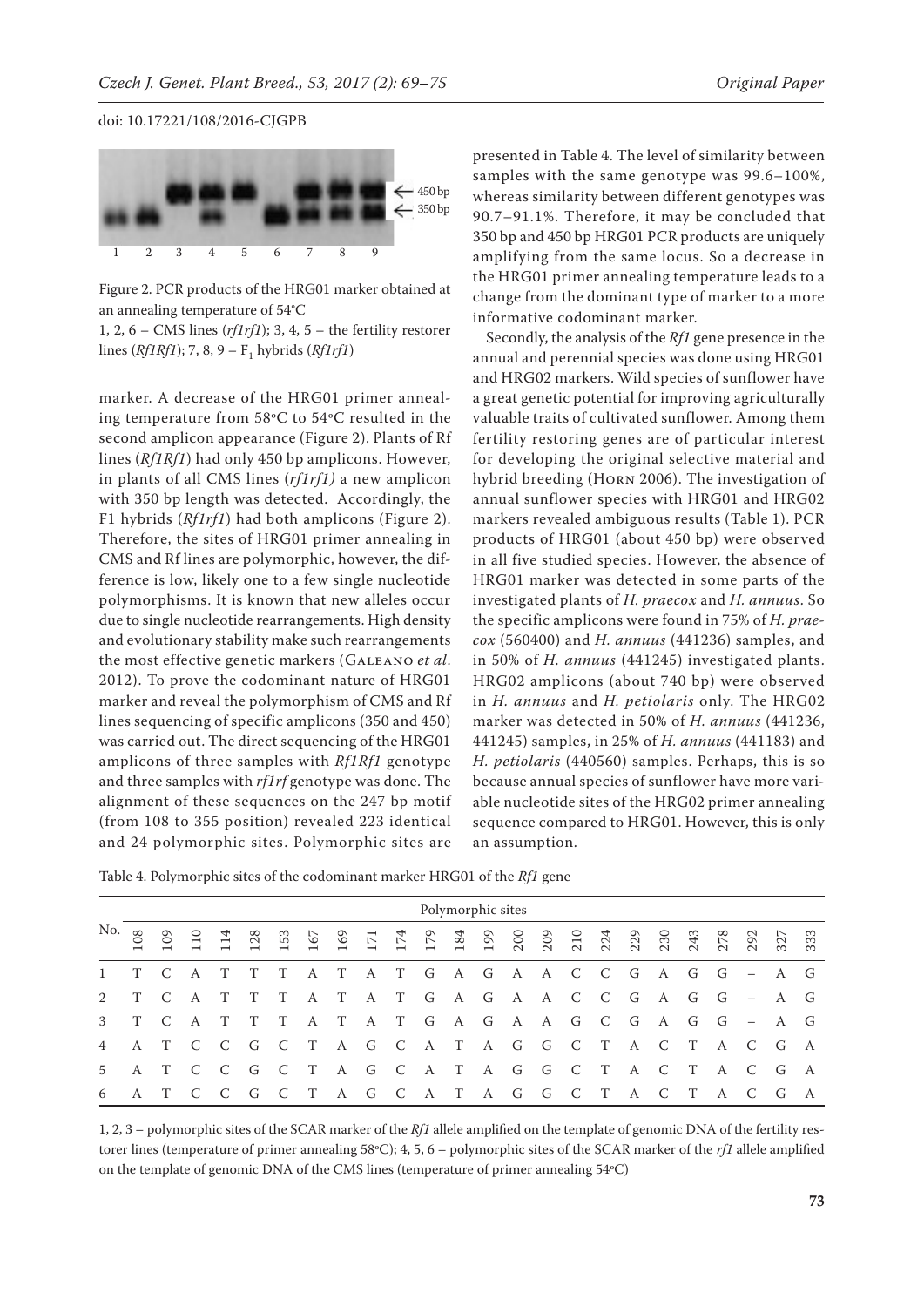Figure 2. PCR products of the HRG01 marker obtained at an annealing temperature of 54°C

1, 2, 6 – CMS lines (*rf1rf1*); 3, 4, 5 – the fertility restorer lines (*Rf1Rf1*); 7, 8, 9 – $F_1$ hybrids (*Rf1rf1*)

marker. A decrease of the HRG01 primer annealing temperature from 58°C to 54°C resulted in the second amplicon appearance (Figure 2). Plants of Rf lines (*Rf1Rf1*) had only 450 bp amplicons. However, in plants of all CMS lines (*rf1rf1)* a new amplicon with 350 bp length was detected. Accordingly, the F1 hybrids (*Rf1rf1*) had both amplicons (Figure 2). Therefore, the sites of HRG01 primer annealing in CMS and Rf lines are polymorphic, however, the difference is low, likely one to a few single nucleotide polymorphisms. It is known that new alleles occur due to single nucleotide rearrangements. High density and evolutionary stability make such rearrangements the most effective genetic markers (Galeano *et al*. 2012). To prove the codominant nature of HRG01 marker and reveal the polymorphism of CMS and Rf lines sequencing of specific amplicons (350 and 450) was carried out. The direct sequencing of the HRG01 amplicons of three samples with *Rf1Rf1* genotype and three samples with *rf1rf* genotype was done. The alignment of these sequences on the 247 bp motif (from 108 to 355 position) revealed 223 identical and 24 polymorphic sites. Polymorphic sites are presented in Table 4. The level of similarity between samples with the same genotype was 99.6–100%, whereas similarity between different genotypes was 90.7–91.1%. Therefore, it may be concluded that 350 bp and 450 bp HRG01 PCR products are uniquely amplifying from the same locus. So a decrease in the HRG01 primer annealing temperature leads to a change from the dominant type of marker to a more informative codominant marker.

Secondly, the analysis of the *Rf1* gene presence in the annual and perennial species was done using HRG01 and HRG02 markers. Wild species of sunflower have a great genetic potential for improving agriculturally valuable traits of cultivated sunflower. Among them fertility restoring genes are of particular interest for developing the original selective material and hybrid breeding (Horn 2006). The investigation of annual sunflower species with HRG01 and HRG02 markers revealed ambiguous results (Table 1). PCR products of HRG01 (about 450 bp) were observed in all five studied species. However, the absence of HRG01 marker was detected in some parts of the investigated plants of *H. praecox* and *H. annuus*. So the specific amplicons were found in 75% of *H. praecox* (560400) and *H. annuus* (441236) samples, and in 50% of *H. annuus* (441245) investigated plants. HRG02 amplicons (about 740 bp) were observed in *H. annuus* and *H. petiolaris* only. The HRG02 marker was detected in 50% of *H. annuus* (441236, 441245) samples, in 25% of *H. annuus* (441183) and *H. petiolaris* (440560) samples. Perhaps, this is so because annual species of sunflower have more variable nucleotide sites of the HRG02 primer annealing sequence compared to HRG01. However, this is only an assumption.

Table 4. Polymorphic sites of the codominant marker HRG01 of the *Rf1* gene

| No. | Polymorphic sites | | | | | | | | | | | | | | | | | | | | | | | |
|---|---|---|---|---|---|---|---|---|---|---|---|---|---|---|---|---|---|---|---|---|---|---|---|---|
| | 108 | 109 | 110 | 114 | 128 | 153 | 167 | 169 | 171 | 174 | 179 | 184 | 199 | 200 | 209 | 210 | 224 | 229 | 230 | 243 | 278 | 292 | 327 | 333 |
| 1 | T | C | A | T | T | T | A | T | A | T | G | A | G | A | A | C | C | G | A | G | G | – | A | G |
| 2 | T | C | A | T | T | T | A | T | A | T | G | A | G | A | A | C | C | G | A | G | G | – | A | G |
| 3 | T | C | A | T | T | T | A | T | A | T | G | A | G | A | A | G | C | G | A | G | G | – | A | G |
| 4 | A | T | C | C | G | C | T | A | G | C | A | T | A | G | G | C | T | A | C | T | A | C | G | A |
| 5 | A | T | C | C | G | C | T | A | G | C | A | T | A | G | G | C | T | A | C | T | A | C | G | A |
| 6 | A | T | C | C | G | C | T | A | G | C | A | T | A | G | G | C | T | A | C | T | A | C | G | A |

1, 2, 3 – polymorphic sites of the SCAR marker of the *Rf1* allele amplified on the template of genomic DNA of the fertility restorer lines (temperature of primer annealing 58°C); 4, 5, 6 – polymorphic sites of the SCAR marker of the *rf1* allele amplified on the template of genomic DNA of the CMS lines (temperature of primer annealing 54°C)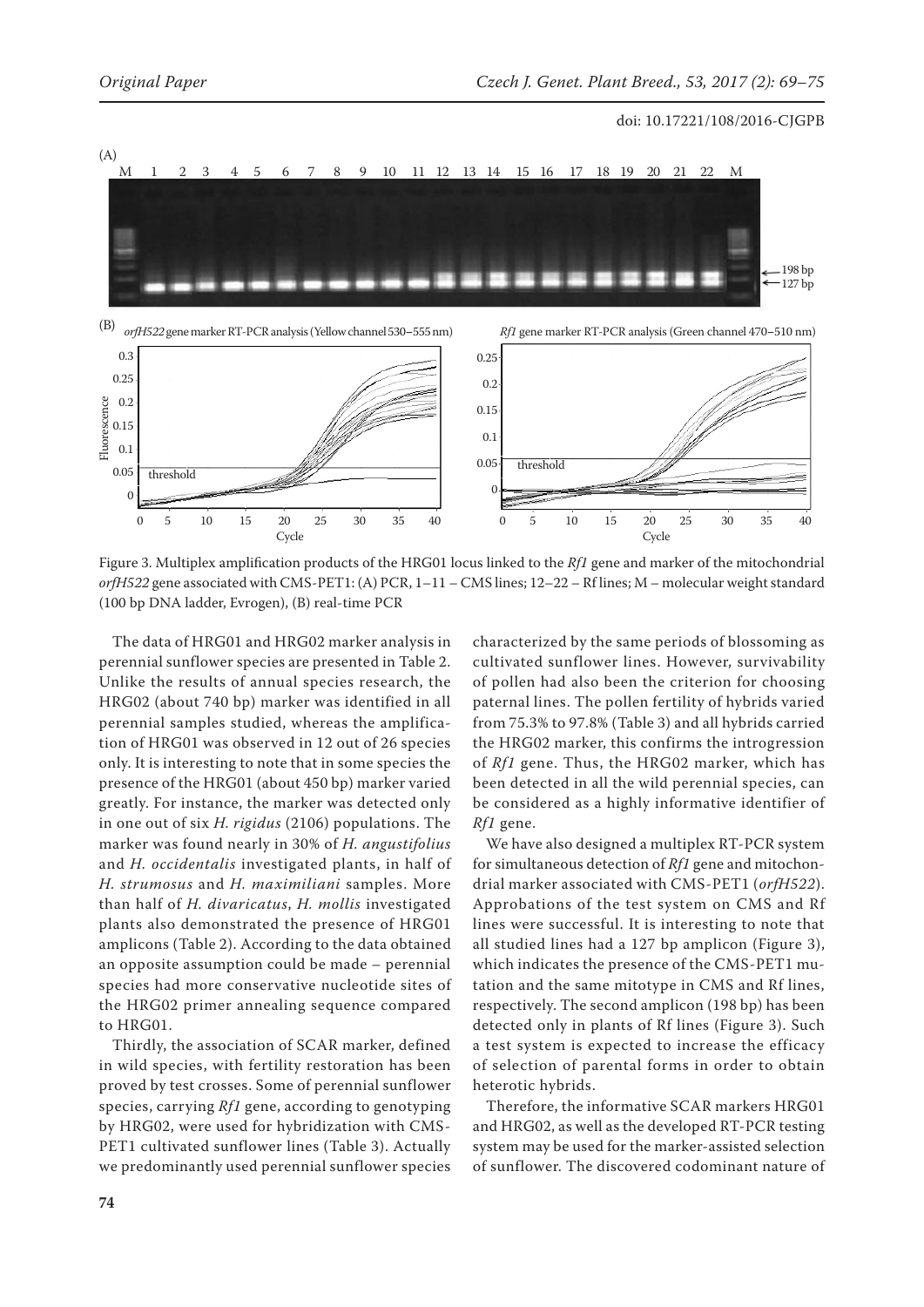Figure 3. Multiplex amplification products of the HRG01 locus linked to the *Rf1* gene and marker of the mitochondrial *orfH522* gene associated with CMS-PET1: (A) PCR, 1–11 – CMS lines; 12–22 – Rf lines; M – molecular weight standard (100 bp DNA ladder, Evrogen), (B) real-time PCR

The data of HRG01 and HRG02 marker analysis in perennial sunflower species are presented in Table 2. Unlike the results of annual species research, the HRG02 (about 740 bp) marker was identified in all perennial samples studied, whereas the amplification of HRG01 was observed in 12 out of 26 species only. It is interesting to note that in some species the presence of the HRG01 (about 450 bp) marker varied greatly. For instance, the marker was detected only in one out of six *H. rigidus* (2106) populations. The marker was found nearly in 30% of *H. angustifolius* and *H. occidentalis* investigated plants, in half of *H. strumosus* and *H. maximiliani* samples. More than half of *H. divaricatus*, *H. mollis* investigated plants also demonstrated the presence of HRG01 amplicons (Table 2). According to the data obtained an opposite assumption could be made – perennial species had more conservative nucleotide sites of the HRG02 primer annealing sequence compared to HRG01.

Thirdly, the association of SCAR marker, defined in wild species, with fertility restoration has been proved by test crosses. Some of perennial sunflower species, carrying *Rf1* gene, according to genotyping by HRG02, were used for hybridization with CMS-PET1 cultivated sunflower lines (Table 3). Actually we predominantly used perennial sunflower species characterized by the same periods of blossoming as cultivated sunflower lines. However, survivability of pollen had also been the criterion for choosing paternal lines. The pollen fertility of hybrids varied from 75.3% to 97.8% (Table 3) and all hybrids carried the HRG02 marker, this confirms the introgression of *Rf1* gene. Thus, the HRG02 marker, which has been detected in all the wild perennial species, can be considered as a highly informative identifier of *Rf1* gene.

We have also designed a multiplex RT-PCR system for simultaneous detection of *Rf1* gene and mitochondrial marker associated with CMS-PET1 (*orfH522*). Approbations of the test system on CMS and Rf lines were successful. It is interesting to note that all studied lines had a 127 bp amplicon (Figure 3), which indicates the presence of the CMS-PET1 mutation and the same mitotype in CMS and Rf lines, respectively. The second amplicon (198 bp) has been detected only in plants of Rf lines (Figure 3). Such a test system is expected to increase the efficacy of selection of parental forms in order to obtain heterotic hybrids.

Therefore, the informative SCAR markers HRG01 and HRG02, as well as the developed RT-PCR testing system may be used for the marker-assisted selection of sunflower. The discovered codominant nature of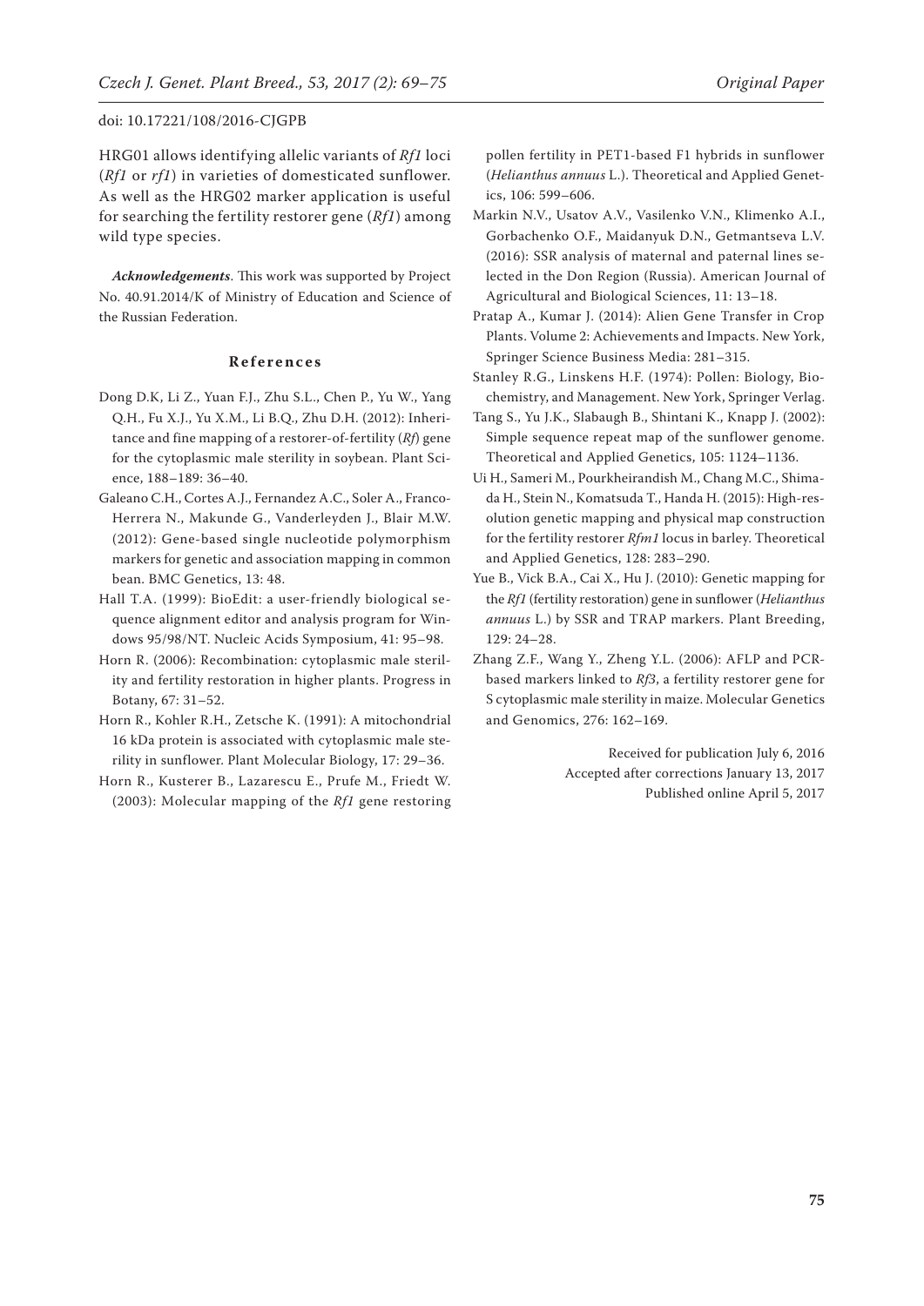HRG01 allows identifying allelic variants of *Rf1* loci (*Rf1* or *rf1*) in varieties of domesticated sunflower. As well as the HRG02 marker application is useful for searching the fertility restorer gene (*Rf1*) among wild type species.

***Acknowledgements***. This work was supported by Project No. 40.91.2014/K of Ministry of Education and Science of the Russian Federation.

## References

Dong D.K, Li Z., Yuan F.J., Zhu S.L., Chen P., Yu W., Yang Q.H., Fu X.J., Yu X.M., Li B.Q., Zhu D.H. (2012): Inheritance and fine mapping of a restorer-of-fertility (*Rf*) gene for the cytoplasmic male sterility in soybean. Plant Science, 188–189: 36–40.

Galeano C.H., Cortes A.J., Fernandez A.C., Soler A., Franco-Herrera N., Makunde G., Vanderleyden J., Blair M.W. (2012): Gene-based single nucleotide polymorphism markers for genetic and association mapping in common bean. BMC Genetics, 13: 48.

Hall T.A. (1999): BioEdit: a user-friendly biological sequence alignment editor and analysis program for Windows 95/98/NT. Nucleic Acids Symposium, 41: 95–98.

Horn R. (2006): Recombination: cytoplasmic male sterility and fertility restoration in higher plants. Progress in Botany, 67: 31–52.

Horn R., Kohler R.H., Zetsche K. (1991): A mitochondrial 16 kDa protein is associated with cytoplasmic male sterility in sunflower. Plant Molecular Biology, 17: 29–36.

Horn R., Kusterer B., Lazarescu E., Prufe M., Friedt W. (2003): Molecular mapping of the *Rf1* gene restoring pollen fertility in PET1-based F1 hybrids in sunflower (*Helianthus annuus* L.). Theoretical and Applied Genetics, 106: 599–606.

Markin N.V., Usatov A.V., Vasilenko V.N., Klimenko A.I., Gorbachenko O.F., Maidanyuk D.N., Getmantseva L.V. (2016): SSR analysis of maternal and paternal lines selected in the Don Region (Russia). American Journal of Agricultural and Biological Sciences, 11: 13–18.

Pratap A., Kumar J. (2014): Alien Gene Transfer in Crop Plants. Volume 2: Achievements and Impacts. New York, Springer Science Business Media: 281–315.

Stanley R.G., Linskens H.F. (1974): Pollen: Biology, Biochemistry, and Management. New York, Springer Verlag.

Tang S., Yu J.K., Slabaugh B., Shintani K., Knapp J. (2002): Simple sequence repeat map of the sunflower genome. Theoretical and Applied Genetics, 105: 1124–1136.

Ui H., Sameri M., Pourkheirandish M., Chang M.C., Shimada H., Stein N., Komatsuda T., Handa H. (2015): High-resolution genetic mapping and physical map construction for the fertility restorer *Rfm1* locus in barley. Theoretical and Applied Genetics, 128: 283–290.

Yue B., Vick B.A., Cai X., Hu J. (2010): Genetic mapping for the *Rf1* (fertility restoration) gene in sunflower (*Helianthus annuus* L.) by SSR and TRAP markers. Plant Breeding, 129: 24–28.

Zhang Z.F., Wang Y., Zheng Y.L. (2006): AFLP and PCR-based markers linked to *Rf3*, a fertility restorer gene for S cytoplasmic male sterility in maize. Molecular Genetics and Genomics, 276: 162–169.

Received for publication July 6, 2016
Accepted after corrections January 13, 2017
Published online April 5, 2017